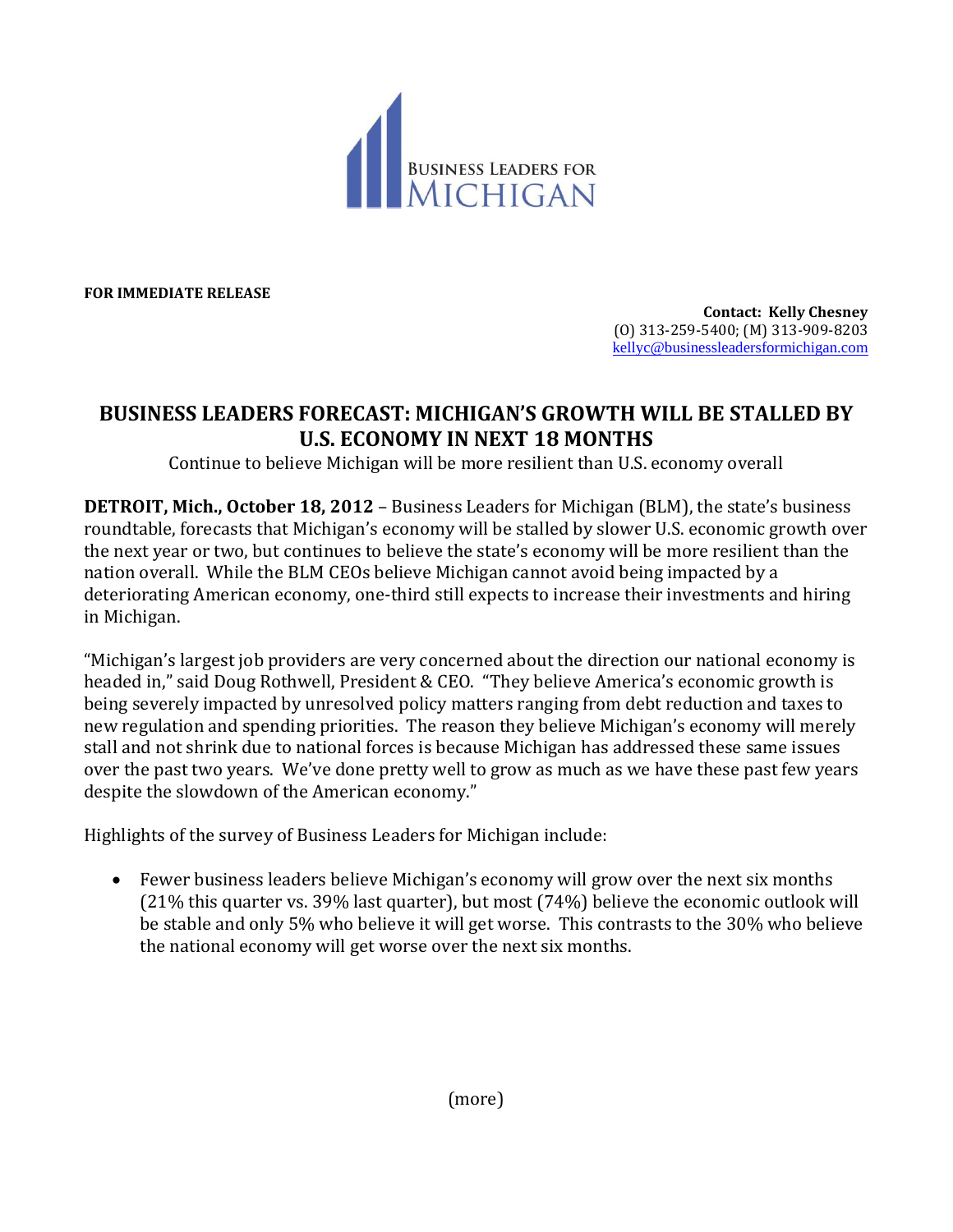**FOR IMMEDIATE RELEASE**

**Contact: Kelly Chesney**
(O) 313-259-5400; (M) 313-909-8203
kellyc@businessleadersformichigan.com

# BUSINESS LEADERS FORECAST: MICHIGAN'S GROWTH WILL BE STALLED BY U.S. ECONOMY IN NEXT 18 MONTHS

Continue to believe Michigan will be more resilient than U.S. economy overall

**DETROIT, Mich., October 18, 2012** – Business Leaders for Michigan (BLM), the state's business roundtable, forecasts that Michigan's economy will be stalled by slower U.S. economic growth over the next year or two, but continues to believe the state's economy will be more resilient than the nation overall. While the BLM CEOs believe Michigan cannot avoid being impacted by a deteriorating American economy, one-third still expects to increase their investments and hiring in Michigan.

"Michigan's largest job providers are very concerned about the direction our national economy is headed in," said Doug Rothwell, President & CEO. "They believe America's economic growth is being severely impacted by unresolved policy matters ranging from debt reduction and taxes to new regulation and spending priorities. The reason they believe Michigan's economy will merely stall and not shrink due to national forces is because Michigan has addressed these same issues over the past two years. We've done pretty well to grow as much as we have these past few years despite the slowdown of the American economy."

Highlights of the survey of Business Leaders for Michigan include:

- Fewer business leaders believe Michigan's economy will grow over the next six months (21% this quarter vs. 39% last quarter), but most (74%) believe the economic outlook will be stable and only 5% who believe it will get worse. This contrasts to the 30% who believe the national economy will get worse over the next six months.

(more)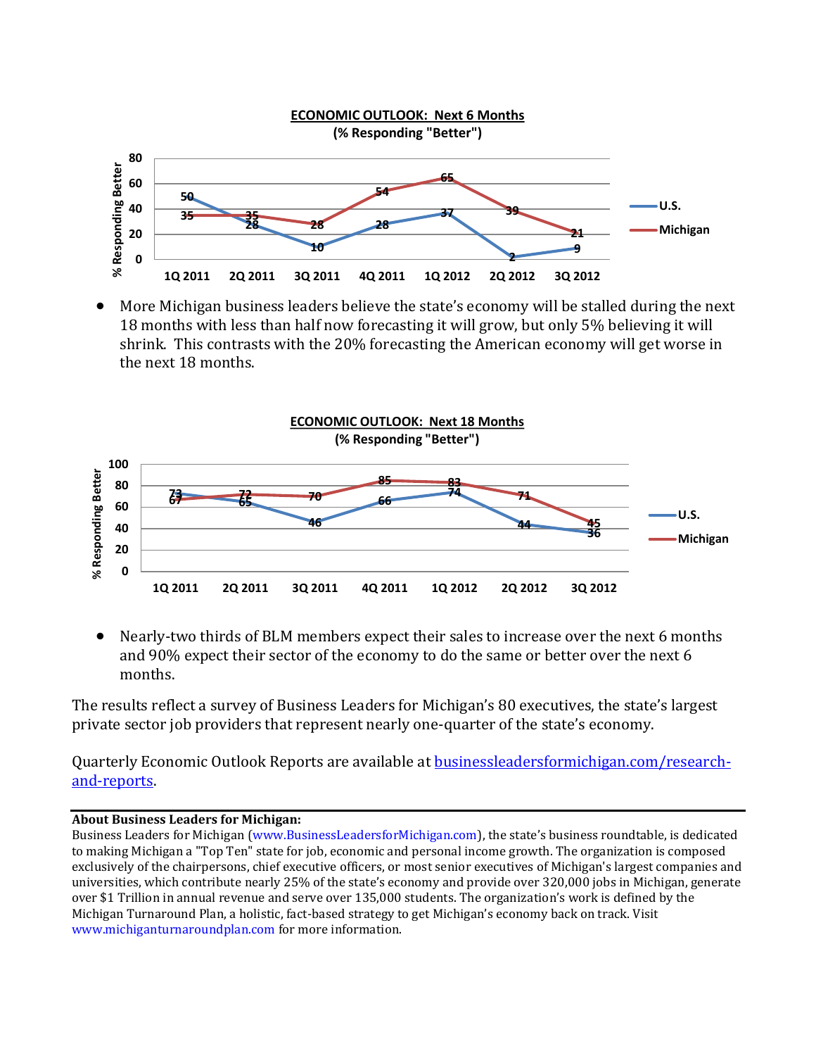ECONOMIC OUTLOOK: Next 6 Months
(% Responding "Better")

% Responding Better

80
60
40
20
0

1Q 2011 2Q 2011 3Q 2011 4Q 2011 1Q 2012 2Q 2012 3Q 2012

U.S.: 50, 28, 10, 28, 37, 2, 9

Michigan: 35, 35, 28, 54, 65, 39, 21

- More Michigan business leaders believe the state's economy will be stalled during the next 18 months with less than half now forecasting it will grow, but only 5% believing it will shrink. This contrasts with the 20% forecasting the American economy will get worse in the next 18 months.

ECONOMIC OUTLOOK: Next 18 Months
(% Responding "Better")

% Responding Better

100
80
60
40
20
0

1Q 2011 2Q 2011 3Q 2011 4Q 2011 1Q 2012 2Q 2012 3Q 2012

U.S.: 73, 65, 46, 66, 74, 44, 36

Michigan: 67, 72, 70, 85, 83, 71, 45

- Nearly-two thirds of BLM members expect their sales to increase over the next 6 months and 90% expect their sector of the economy to do the same or better over the next 6 months.

The results reflect a survey of Business Leaders for Michigan's 80 executives, the state's largest private sector job providers that represent nearly one-quarter of the state's economy.

Quarterly Economic Outlook Reports are available at businessleadersformichigan.com/research-and-reports.

**About Business Leaders for Michigan:**
Business Leaders for Michigan (www.BusinessLeadersforMichigan.com), the state's business roundtable, is dedicated to making Michigan a "Top Ten" state for job, economic and personal income growth. The organization is composed exclusively of the chairpersons, chief executive officers, or most senior executives of Michigan's largest companies and universities, which contribute nearly 25% of the state's economy and provide over 320,000 jobs in Michigan, generate over $1 Trillion in annual revenue and serve over 135,000 students. The organization's work is defined by the Michigan Turnaround Plan, a holistic, fact-based strategy to get Michigan's economy back on track. Visit www.michiganturnaroundplan.com for more information.